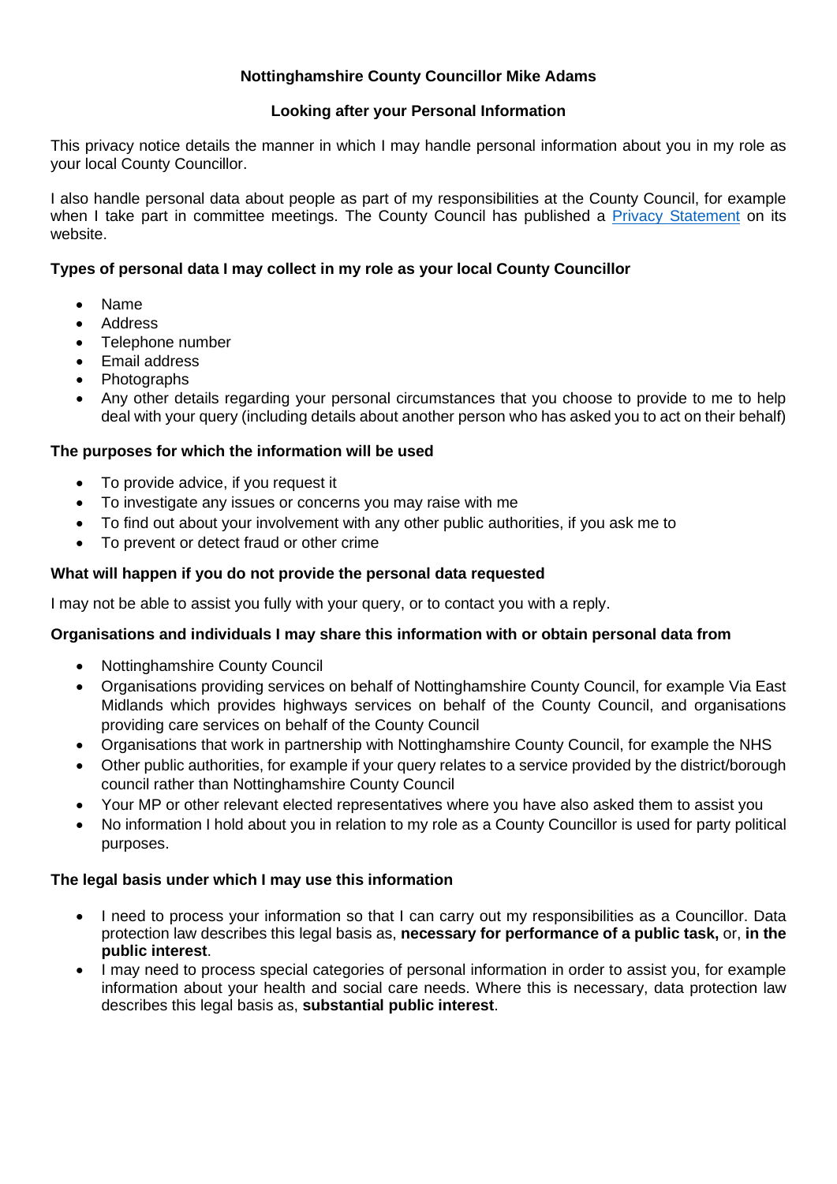# Nottinghamshire County Councillor Mike Adams

## Looking after your Personal Information

This privacy notice details the manner in which I may handle personal information about you in my role as your local County Councillor.

I also handle personal data about people as part of my responsibilities at the County Council, for example when I take part in committee meetings. The County Council has published a Privacy Statement on its website.

### Types of personal data I may collect in my role as your local County Councillor

- Name
- Address
- Telephone number
- Email address
- Photographs
- Any other details regarding your personal circumstances that you choose to provide to me to help deal with your query (including details about another person who has asked you to act on their behalf)

### The purposes for which the information will be used

- To provide advice, if you request it
- To investigate any issues or concerns you may raise with me
- To find out about your involvement with any other public authorities, if you ask me to
- To prevent or detect fraud or other crime

### What will happen if you do not provide the personal data requested

I may not be able to assist you fully with your query, or to contact you with a reply.

### Organisations and individuals I may share this information with or obtain personal data from

- Nottinghamshire County Council
- Organisations providing services on behalf of Nottinghamshire County Council, for example Via East Midlands which provides highways services on behalf of the County Council, and organisations providing care services on behalf of the County Council
- Organisations that work in partnership with Nottinghamshire County Council, for example the NHS
- Other public authorities, for example if your query relates to a service provided by the district/borough council rather than Nottinghamshire County Council
- Your MP or other relevant elected representatives where you have also asked them to assist you
- No information I hold about you in relation to my role as a County Councillor is used for party political purposes.

### The legal basis under which I may use this information

- I need to process your information so that I can carry out my responsibilities as a Councillor. Data protection law describes this legal basis as, **necessary for performance of a public task,** or, **in the public interest**.
- I may need to process special categories of personal information in order to assist you, for example information about your health and social care needs. Where this is necessary, data protection law describes this legal basis as, **substantial public interest**.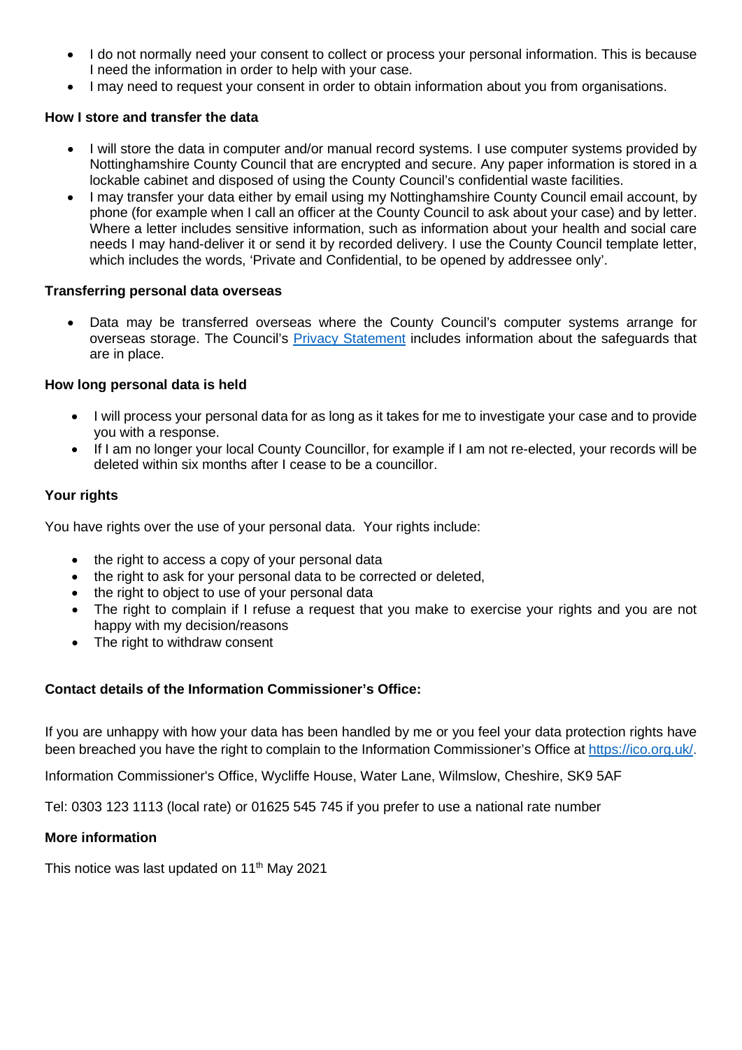- I do not normally need your consent to collect or process your personal information. This is because I need the information in order to help with your case.
- I may need to request your consent in order to obtain information about you from organisations.

**How I store and transfer the data**

- I will store the data in computer and/or manual record systems. I use computer systems provided by Nottinghamshire County Council that are encrypted and secure. Any paper information is stored in a lockable cabinet and disposed of using the County Council's confidential waste facilities.
- I may transfer your data either by email using my Nottinghamshire County Council email account, by phone (for example when I call an officer at the County Council to ask about your case) and by letter. Where a letter includes sensitive information, such as information about your health and social care needs I may hand-deliver it or send it by recorded delivery. I use the County Council template letter, which includes the words, 'Private and Confidential, to be opened by addressee only'.

**Transferring personal data overseas**

- Data may be transferred overseas where the County Council's computer systems arrange for overseas storage. The Council's Privacy Statement includes information about the safeguards that are in place.

**How long personal data is held**

- I will process your personal data for as long as it takes for me to investigate your case and to provide you with a response.
- If I am no longer your local County Councillor, for example if I am not re-elected, your records will be deleted within six months after I cease to be a councillor.

**Your rights**

You have rights over the use of your personal data. Your rights include:

- the right to access a copy of your personal data
- the right to ask for your personal data to be corrected or deleted,
- the right to object to use of your personal data
- The right to complain if I refuse a request that you make to exercise your rights and you are not happy with my decision/reasons
- The right to withdraw consent

**Contact details of the Information Commissioner's Office:**

If you are unhappy with how your data has been handled by me or you feel your data protection rights have been breached you have the right to complain to the Information Commissioner's Office at https://ico.org.uk/.

Information Commissioner's Office, Wycliffe House, Water Lane, Wilmslow, Cheshire, SK9 5AF

Tel: 0303 123 1113 (local rate) or 01625 545 745 if you prefer to use a national rate number

**More information**

This notice was last updated on 11th May 2021